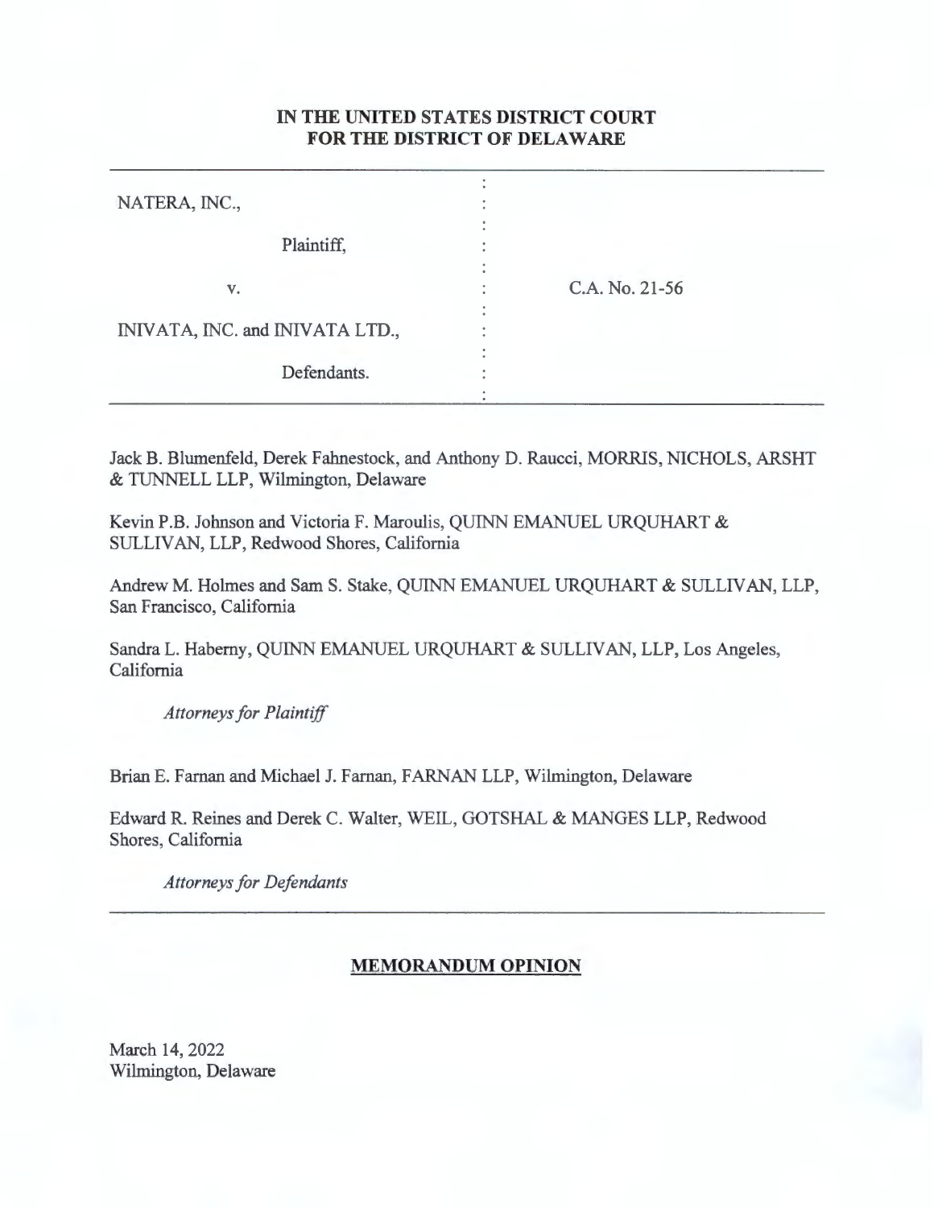**IN THE UNITED STATES DISTRICT COURT**
**FOR THE DISTRICT OF DELAWARE**

| | | |
|---|---|---|
| NATERA, INC., | : | |
| Plaintiff, | : | |
| v. | : | C.A. No. 21-56 |
| INIVATA, INC. and INIVATA LTD., | : | |
| Defendants. | : | |

Jack B. Blumenfeld, Derek Fahnestock, and Anthony D. Raucci, MORRIS, NICHOLS, ARSHT & TUNNELL LLP, Wilmington, Delaware

Kevin P.B. Johnson and Victoria F. Maroulis, QUINN EMANUEL URQUHART & SULLIVAN, LLP, Redwood Shores, California

Andrew M. Holmes and Sam S. Stake, QUINN EMANUEL URQUHART & SULLIVAN, LLP, San Francisco, California

Sandra L. Haberny, QUINN EMANUEL URQUHART & SULLIVAN, LLP, Los Angeles, California

*Attorneys for Plaintiff*

Brian E. Farnan and Michael J. Farnan, FARNAN LLP, Wilmington, Delaware

Edward R. Reines and Derek C. Walter, WEIL, GOTSHAL & MANGES LLP, Redwood Shores, California

*Attorneys for Defendants*

**MEMORANDUM OPINION**

March 14, 2022
Wilmington, Delaware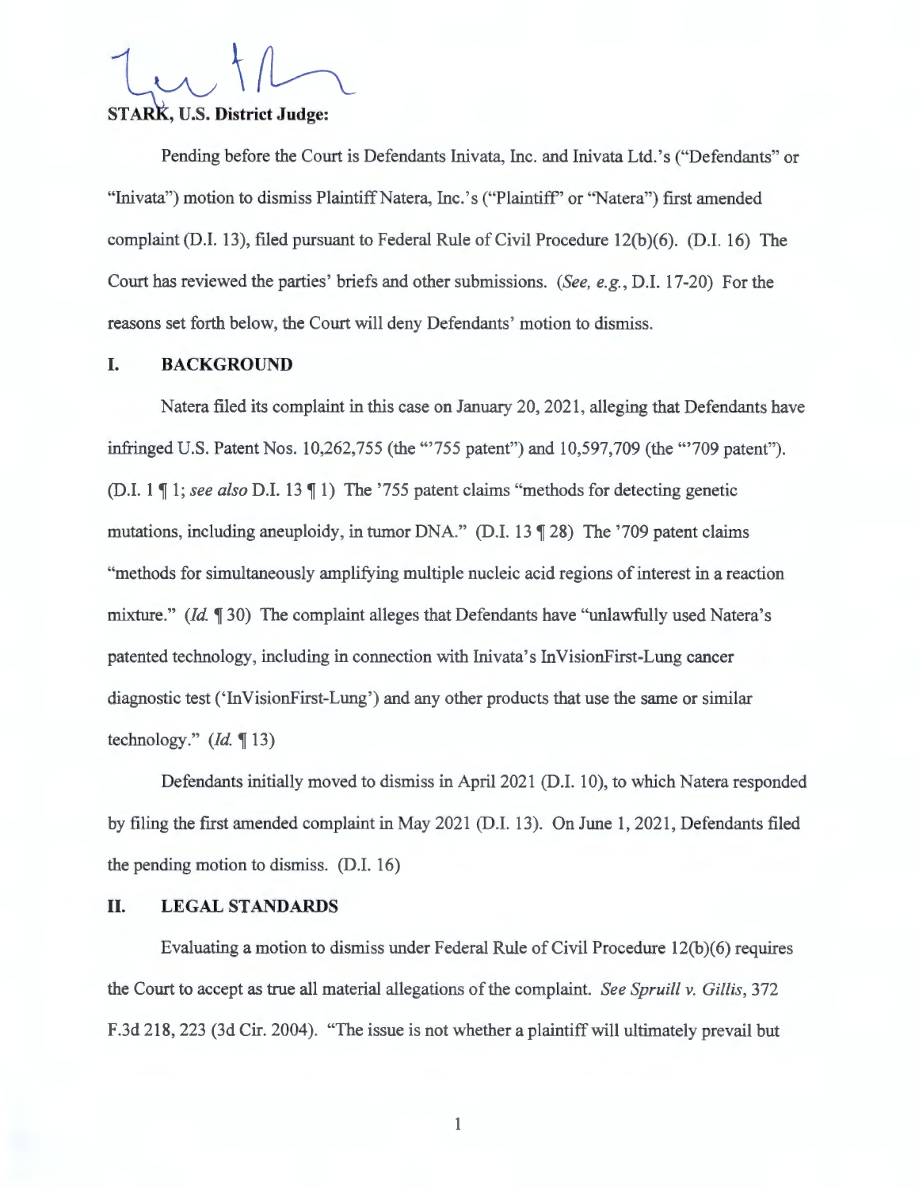**STARK, U.S. District Judge:**

Pending before the Court is Defendants Inivata, Inc. and Inivata Ltd.'s ("Defendants" or "Inivata") motion to dismiss Plaintiff Natera, Inc.'s ("Plaintiff" or "Natera") first amended complaint (D.I. 13), filed pursuant to Federal Rule of Civil Procedure 12(b)(6). (D.I. 16) The Court has reviewed the parties' briefs and other submissions. (*See, e.g.*, D.I. 17-20) For the reasons set forth below, the Court will deny Defendants' motion to dismiss.

## I. BACKGROUND

Natera filed its complaint in this case on January 20, 2021, alleging that Defendants have infringed U.S. Patent Nos. 10,262,755 (the "'755 patent") and 10,597,709 (the "'709 patent"). (D.I. 1 ¶ 1; *see also* D.I. 13 ¶ 1) The '755 patent claims "methods for detecting genetic mutations, including aneuploidy, in tumor DNA." (D.I. 13 ¶ 28) The '709 patent claims "methods for simultaneously amplifying multiple nucleic acid regions of interest in a reaction mixture." (*Id.* ¶ 30) The complaint alleges that Defendants have "unlawfully used Natera's patented technology, including in connection with Inivata's InVisionFirst-Lung cancer diagnostic test ('InVisionFirst-Lung') and any other products that use the same or similar technology." (*Id.* ¶ 13)

Defendants initially moved to dismiss in April 2021 (D.I. 10), to which Natera responded by filing the first amended complaint in May 2021 (D.I. 13). On June 1, 2021, Defendants filed the pending motion to dismiss. (D.I. 16)

## II. LEGAL STANDARDS

Evaluating a motion to dismiss under Federal Rule of Civil Procedure 12(b)(6) requires the Court to accept as true all material allegations of the complaint. *See Spruill v. Gillis*, 372 F.3d 218, 223 (3d Cir. 2004). "The issue is not whether a plaintiff will ultimately prevail but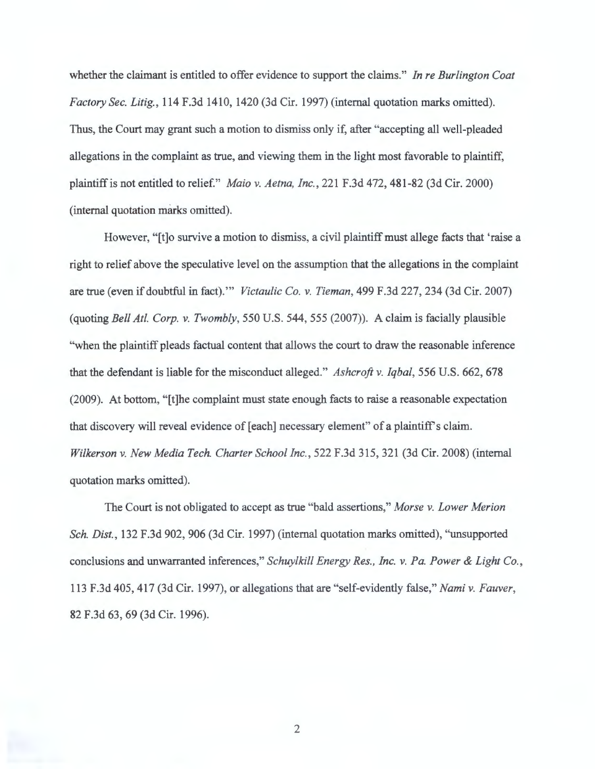whether the claimant is entitled to offer evidence to support the claims." *In re Burlington Coat Factory Sec. Litig.*, 114 F.3d 1410, 1420 (3d Cir. 1997) (internal quotation marks omitted). Thus, the Court may grant such a motion to dismiss only if, after "accepting all well-pleaded allegations in the complaint as true, and viewing them in the light most favorable to plaintiff, plaintiff is not entitled to relief." *Maio v. Aetna, Inc.*, 221 F.3d 472, 481-82 (3d Cir. 2000) (internal quotation marks omitted).

However, "[t]o survive a motion to dismiss, a civil plaintiff must allege facts that 'raise a right to relief above the speculative level on the assumption that the allegations in the complaint are true (even if doubtful in fact).'" *Victaulic Co. v. Tieman*, 499 F.3d 227, 234 (3d Cir. 2007) (quoting *Bell Atl. Corp. v. Twombly*, 550 U.S. 544, 555 (2007)). A claim is facially plausible "when the plaintiff pleads factual content that allows the court to draw the reasonable inference that the defendant is liable for the misconduct alleged." *Ashcroft v. Iqbal*, 556 U.S. 662, 678 (2009). At bottom, "[t]he complaint must state enough facts to raise a reasonable expectation that discovery will reveal evidence of [each] necessary element" of a plaintiff's claim. *Wilkerson v. New Media Tech. Charter School Inc.*, 522 F.3d 315, 321 (3d Cir. 2008) (internal quotation marks omitted).

The Court is not obligated to accept as true "bald assertions," *Morse v. Lower Merion Sch. Dist.*, 132 F.3d 902, 906 (3d Cir. 1997) (internal quotation marks omitted), "unsupported conclusions and unwarranted inferences," *Schuylkill Energy Res., Inc. v. Pa. Power & Light Co.*, 113 F.3d 405, 417 (3d Cir. 1997), or allegations that are "self-evidently false," *Nami v. Fauver*, 82 F.3d 63, 69 (3d Cir. 1996).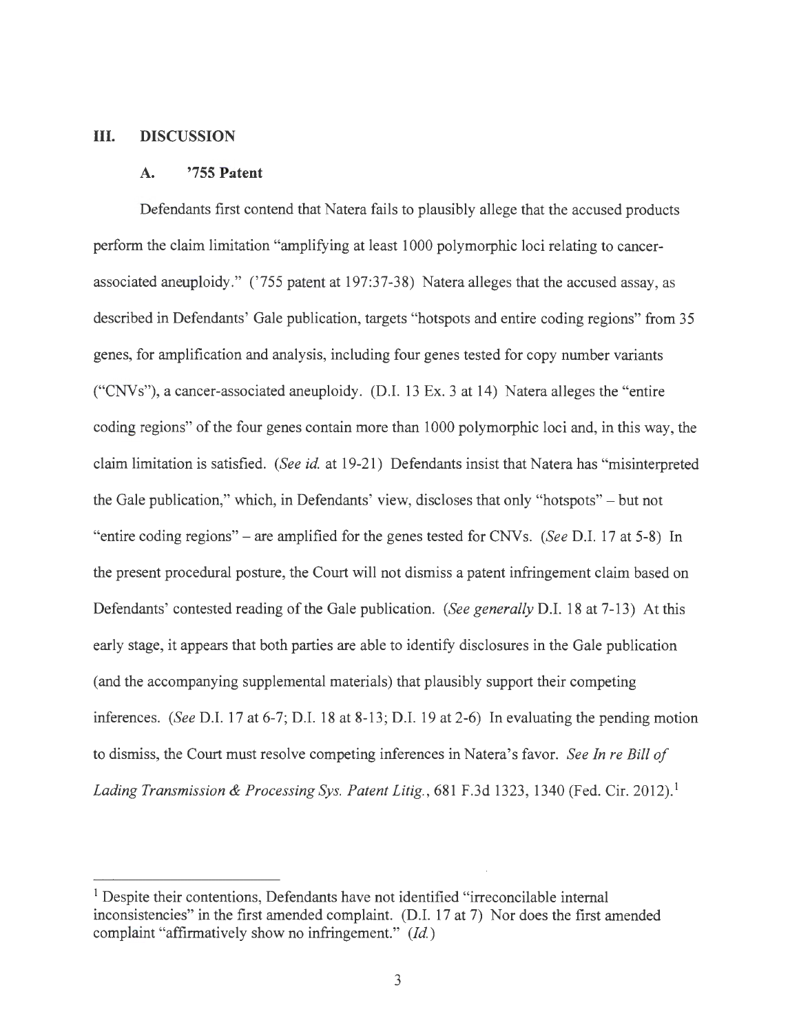## III. DISCUSSION

### A. '755 Patent

Defendants first contend that Natera fails to plausibly allege that the accused products perform the claim limitation "amplifying at least 1000 polymorphic loci relating to cancer-associated aneuploidy." ('755 patent at 197:37-38) Natera alleges that the accused assay, as described in Defendants' Gale publication, targets "hotspots and entire coding regions" from 35 genes, for amplification and analysis, including four genes tested for copy number variants ("CNVs"), a cancer-associated aneuploidy. (D.I. 13 Ex. 3 at 14) Natera alleges the "entire coding regions" of the four genes contain more than 1000 polymorphic loci and, in this way, the claim limitation is satisfied. (*See id.* at 19-21) Defendants insist that Natera has "misinterpreted the Gale publication," which, in Defendants' view, discloses that only "hotspots" – but not "entire coding regions" – are amplified for the genes tested for CNVs. (*See* D.I. 17 at 5-8) In the present procedural posture, the Court will not dismiss a patent infringement claim based on Defendants' contested reading of the Gale publication. (*See generally* D.I. 18 at 7-13) At this early stage, it appears that both parties are able to identify disclosures in the Gale publication (and the accompanying supplemental materials) that plausibly support their competing inferences. (*See* D.I. 17 at 6-7; D.I. 18 at 8-13; D.I. 19 at 2-6) In evaluating the pending motion to dismiss, the Court must resolve competing inferences in Natera's favor. *See In re Bill of Lading Transmission & Processing Sys. Patent Litig.*, 681 F.3d 1323, 1340 (Fed. Cir. 2012).[1]

---

[1] Despite their contentions, Defendants have not identified "irreconcilable internal inconsistencies" in the first amended complaint. (D.I. 17 at 7) Nor does the first amended complaint "affirmatively show no infringement." (*Id.*)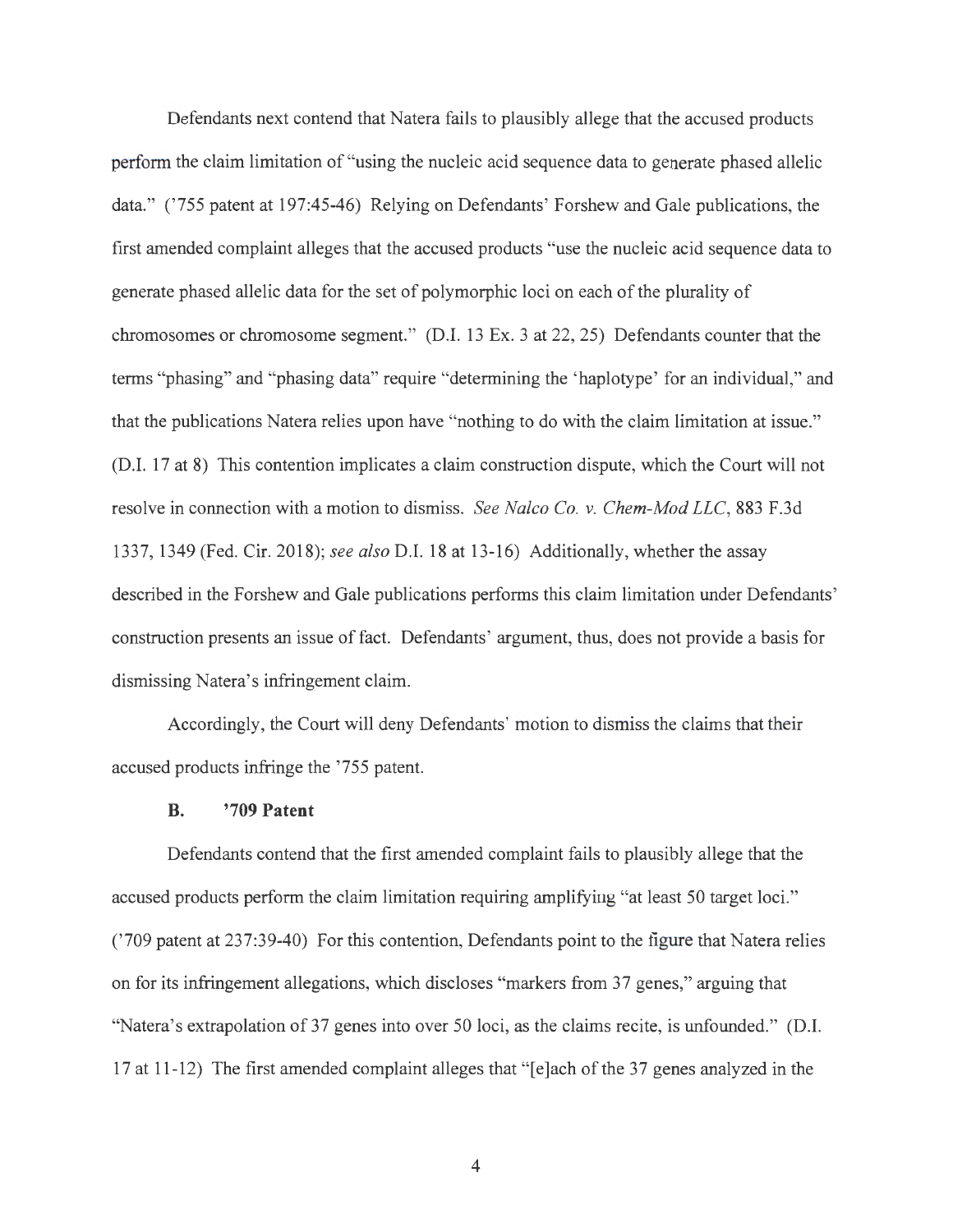Defendants next contend that Natera fails to plausibly allege that the accused products perform the claim limitation of "using the nucleic acid sequence data to generate phased allelic data." ('755 patent at 197:45-46) Relying on Defendants' Forshew and Gale publications, the first amended complaint alleges that the accused products "use the nucleic acid sequence data to generate phased allelic data for the set of polymorphic loci on each of the plurality of chromosomes or chromosome segment." (D.I. 13 Ex. 3 at 22, 25) Defendants counter that the terms "phasing" and "phasing data" require "determining the 'haplotype' for an individual," and that the publications Natera relies upon have "nothing to do with the claim limitation at issue." (D.I. 17 at 8) This contention implicates a claim construction dispute, which the Court will not resolve in connection with a motion to dismiss. *See Nalco Co. v. Chem-Mod LLC*, 883 F.3d 1337, 1349 (Fed. Cir. 2018); *see also* D.I. 18 at 13-16) Additionally, whether the assay described in the Forshew and Gale publications performs this claim limitation under Defendants' construction presents an issue of fact. Defendants' argument, thus, does not provide a basis for dismissing Natera's infringement claim.

Accordingly, the Court will deny Defendants' motion to dismiss the claims that their accused products infringe the '755 patent.

### B. '709 Patent

Defendants contend that the first amended complaint fails to plausibly allege that the accused products perform the claim limitation requiring amplifying "at least 50 target loci." ('709 patent at 237:39-40) For this contention, Defendants point to the figure that Natera relies on for its infringement allegations, which discloses "markers from 37 genes," arguing that "Natera's extrapolation of 37 genes into over 50 loci, as the claims recite, is unfounded." (D.I. 17 at 11-12) The first amended complaint alleges that "[e]ach of the 37 genes analyzed in the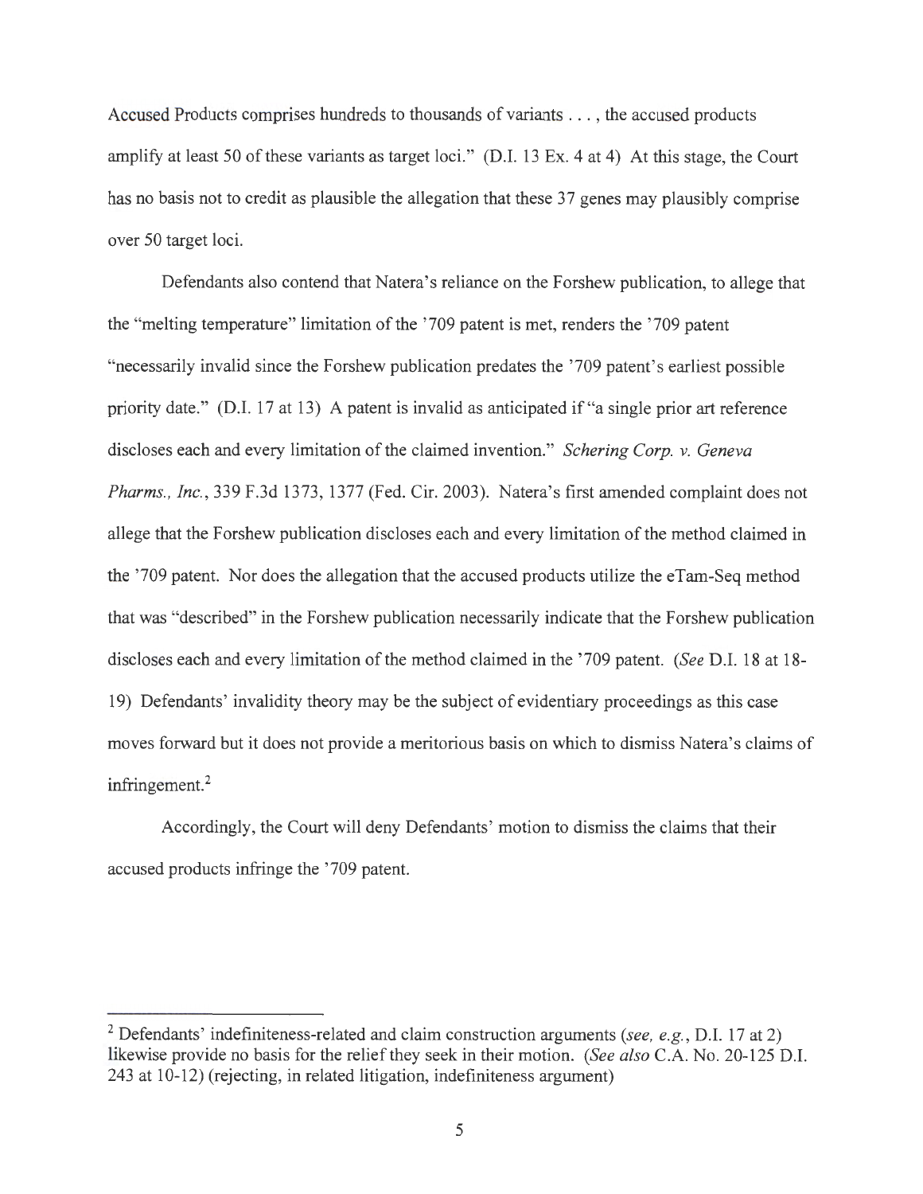Accused Products comprises hundreds to thousands of variants . . . , the accused products amplify at least 50 of these variants as target loci." (D.I. 13 Ex. 4 at 4) At this stage, the Court has no basis not to credit as plausible the allegation that these 37 genes may plausibly comprise over 50 target loci.

Defendants also contend that Natera's reliance on the Forshew publication, to allege that the "melting temperature" limitation of the '709 patent is met, renders the '709 patent "necessarily invalid since the Forshew publication predates the '709 patent's earliest possible priority date." (D.I. 17 at 13) A patent is invalid as anticipated if "a single prior art reference discloses each and every limitation of the claimed invention." *Schering Corp. v. Geneva Pharms., Inc.*, 339 F.3d 1373, 1377 (Fed. Cir. 2003). Natera's first amended complaint does not allege that the Forshew publication discloses each and every limitation of the method claimed in the '709 patent. Nor does the allegation that the accused products utilize the eTam-Seq method that was "described" in the Forshew publication necessarily indicate that the Forshew publication discloses each and every limitation of the method claimed in the '709 patent. (*See* D.I. 18 at 18-19) Defendants' invalidity theory may be the subject of evidentiary proceedings as this case moves forward but it does not provide a meritorious basis on which to dismiss Natera's claims of infringement.[2]

Accordingly, the Court will deny Defendants' motion to dismiss the claims that their accused products infringe the '709 patent.

---

[2] Defendants' indefiniteness-related and claim construction arguments (*see, e.g.*, D.I. 17 at 2) likewise provide no basis for the relief they seek in their motion. (*See also* C.A. No. 20-125 D.I. 243 at 10-12) (rejecting, in related litigation, indefiniteness argument)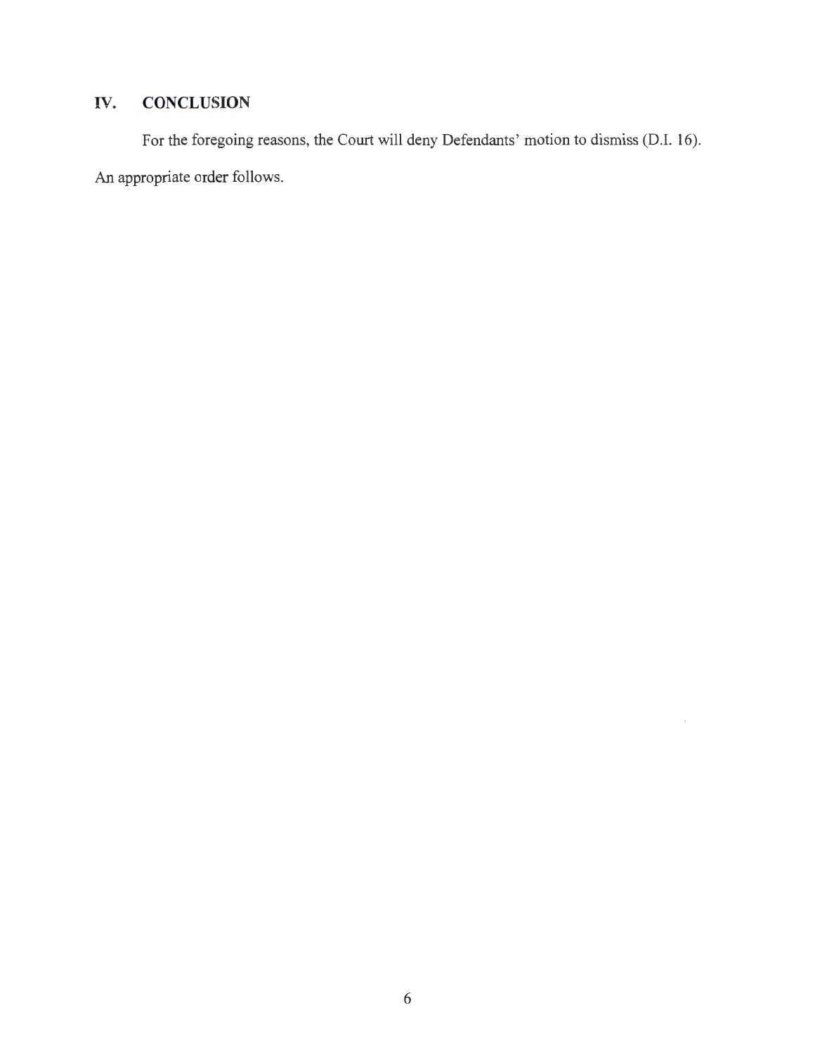## IV. CONCLUSION

For the foregoing reasons, the Court will deny Defendants' motion to dismiss (D.I. 16).

An appropriate order follows.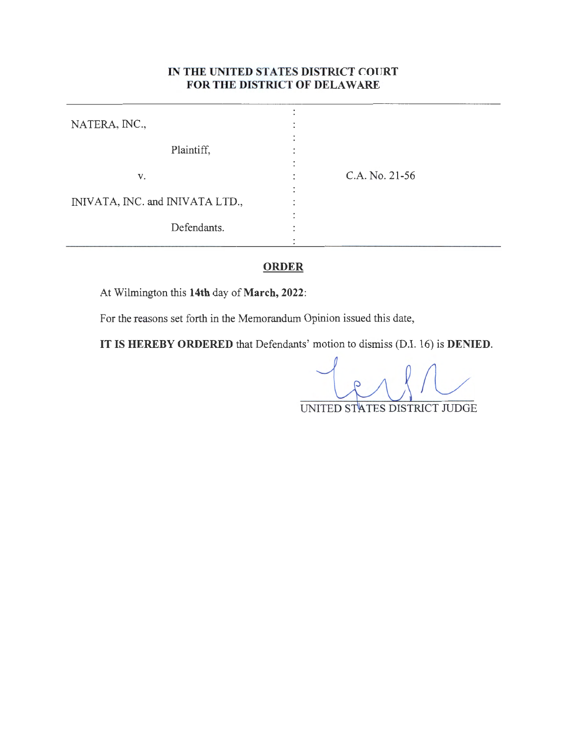**IN THE UNITED STATES DISTRICT COURT**
**FOR THE DISTRICT OF DELAWARE**

| | | |
|---|---|---|
| NATERA, INC., | : | |
| Plaintiff, | : | |
| v. | : | C.A. No. 21-56 |
| INIVATA, INC. and INIVATA LTD., | : | |
| Defendants. | : | |

## **ORDER**

At Wilmington this **14th** day of **March, 2022**:

For the reasons set forth in the Memorandum Opinion issued this date,

**IT IS HEREBY ORDERED** that Defendants' motion to dismiss (D.I. 16) is **DENIED**.

UNITED STATES DISTRICT JUDGE